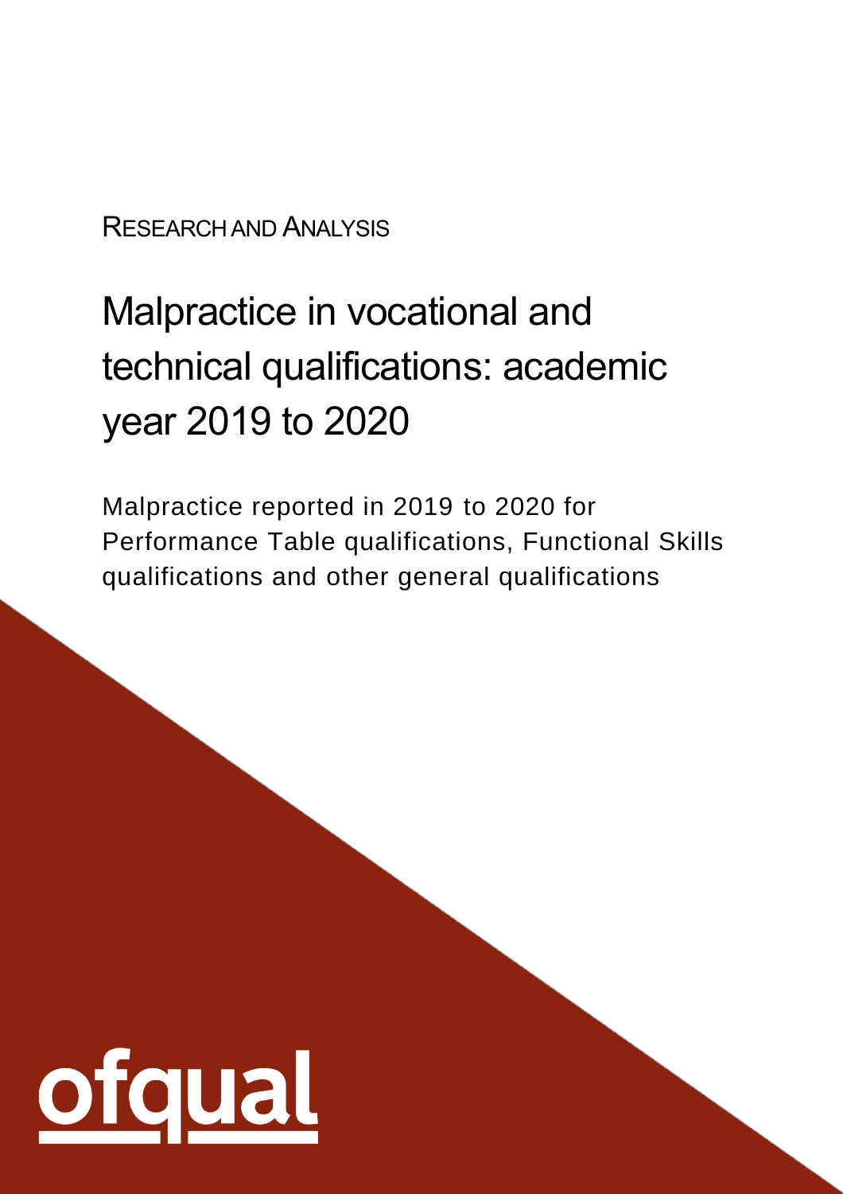RESEARCH AND ANALYSIS

# Malpractice in vocational and technical qualifications: academic year 2019 to 2020

Malpractice reported in 2019 to 2020 for Performance Table qualifications, Functional Skills qualifications and other general qualifications

ofqual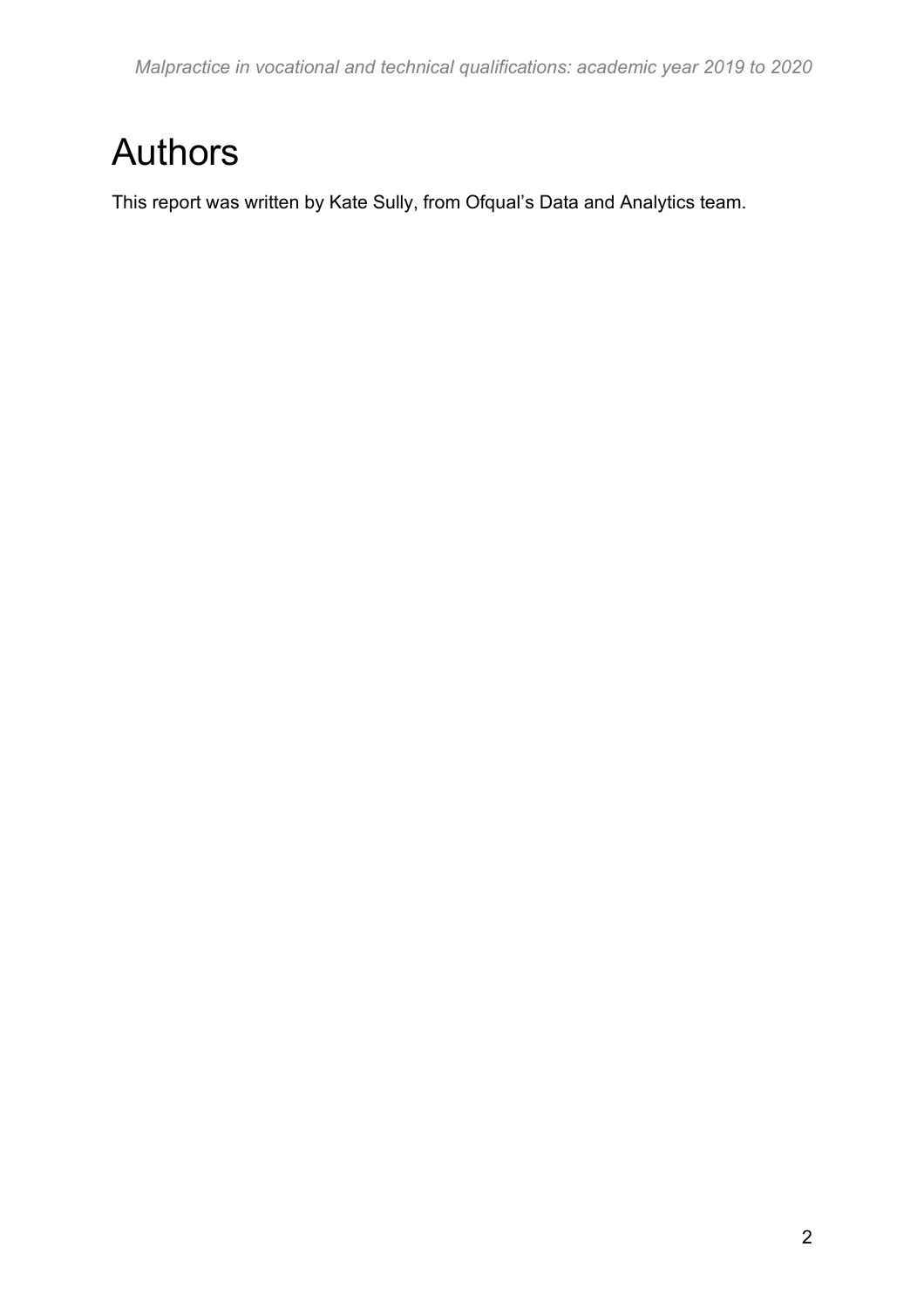# Authors

This report was written by Kate Sully, from Ofqual's Data and Analytics team.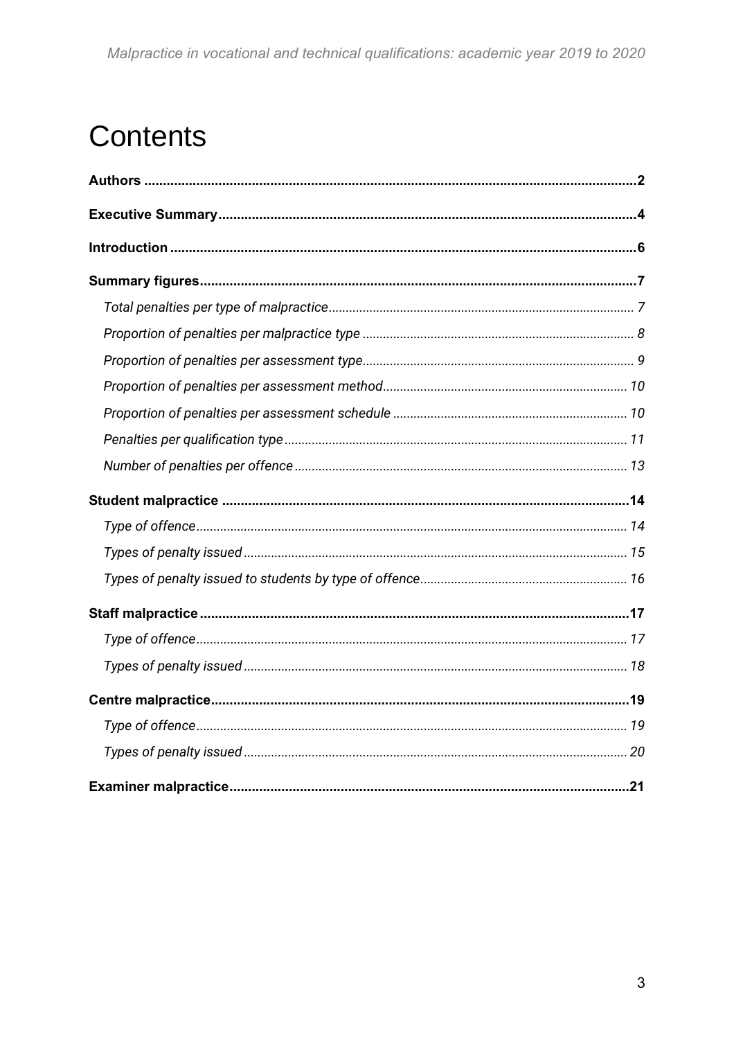# Contents

**Authors** .................................................................................................................................2

**Executive Summary**..............................................................................................................4

**Introduction** ..........................................................................................................................6

**Summary figures**...................................................................................................................7

*Total penalties per type of malpractice*..................................................................................... 7

*Proportion of penalties per malpractice type* ............................................................................ 8

*Proportion of penalties per assessment type*............................................................................. 9

*Proportion of penalties per assessment method*..................................................................... 10

*Proportion of penalties per assessment schedule* ................................................................... 10

*Penalties per qualification type*.................................................................................................. 11

*Number of penalties per offence*............................................................................................... 13

**Student malpractice** ............................................................................................................14

*Type of offence*........................................................................................................................... 14

*Types of penalty issued* ............................................................................................................. 15

*Types of penalty issued to students by type of offence*........................................................... 16

**Staff malpractice** .................................................................................................................17

*Type of offence*........................................................................................................................... 17

*Types of penalty issued* ............................................................................................................. 18

**Centre malpractice**...............................................................................................................19

*Type of offence*........................................................................................................................... 19

*Types of penalty issued* ............................................................................................................. 20

**Examiner malpractice**.........................................................................................................21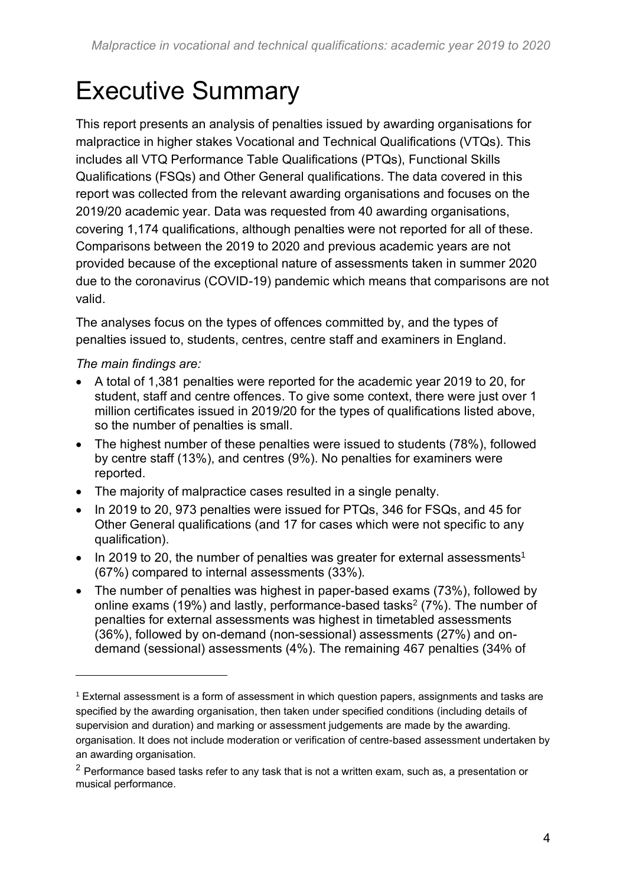# Executive Summary

This report presents an analysis of penalties issued by awarding organisations for malpractice in higher stakes Vocational and Technical Qualifications (VTQs). This includes all VTQ Performance Table Qualifications (PTQs), Functional Skills Qualifications (FSQs) and Other General qualifications. The data covered in this report was collected from the relevant awarding organisations and focuses on the 2019/20 academic year. Data was requested from 40 awarding organisations, covering 1,174 qualifications, although penalties were not reported for all of these. Comparisons between the 2019 to 2020 and previous academic years are not provided because of the exceptional nature of assessments taken in summer 2020 due to the coronavirus (COVID-19) pandemic which means that comparisons are not valid.

The analyses focus on the types of offences committed by, and the types of penalties issued to, students, centres, centre staff and examiners in England.

*The main findings are:*

- A total of 1,381 penalties were reported for the academic year 2019 to 20, for student, staff and centre offences. To give some context, there were just over 1 million certificates issued in 2019/20 for the types of qualifications listed above, so the number of penalties is small.
- The highest number of these penalties were issued to students (78%), followed by centre staff (13%), and centres (9%). No penalties for examiners were reported.
- The majority of malpractice cases resulted in a single penalty.
- In 2019 to 20, 973 penalties were issued for PTQs, 346 for FSQs, and 45 for Other General qualifications (and 17 for cases which were not specific to any qualification).
- In 2019 to 20, the number of penalties was greater for external assessments[1] (67%) compared to internal assessments (33%).
- The number of penalties was highest in paper-based exams (73%), followed by online exams (19%) and lastly, performance-based tasks[2] (7%). The number of penalties for external assessments was highest in timetabled assessments (36%), followed by on-demand (non-sessional) assessments (27%) and on-demand (sessional) assessments (4%). The remaining 467 penalties (34% of

[1] External assessment is a form of assessment in which question papers, assignments and tasks are specified by the awarding organisation, then taken under specified conditions (including details of supervision and duration) and marking or assessment judgements are made by the awarding. organisation. It does not include moderation or verification of centre-based assessment undertaken by an awarding organisation.

[2] Performance based tasks refer to any task that is not a written exam, such as, a presentation or musical performance.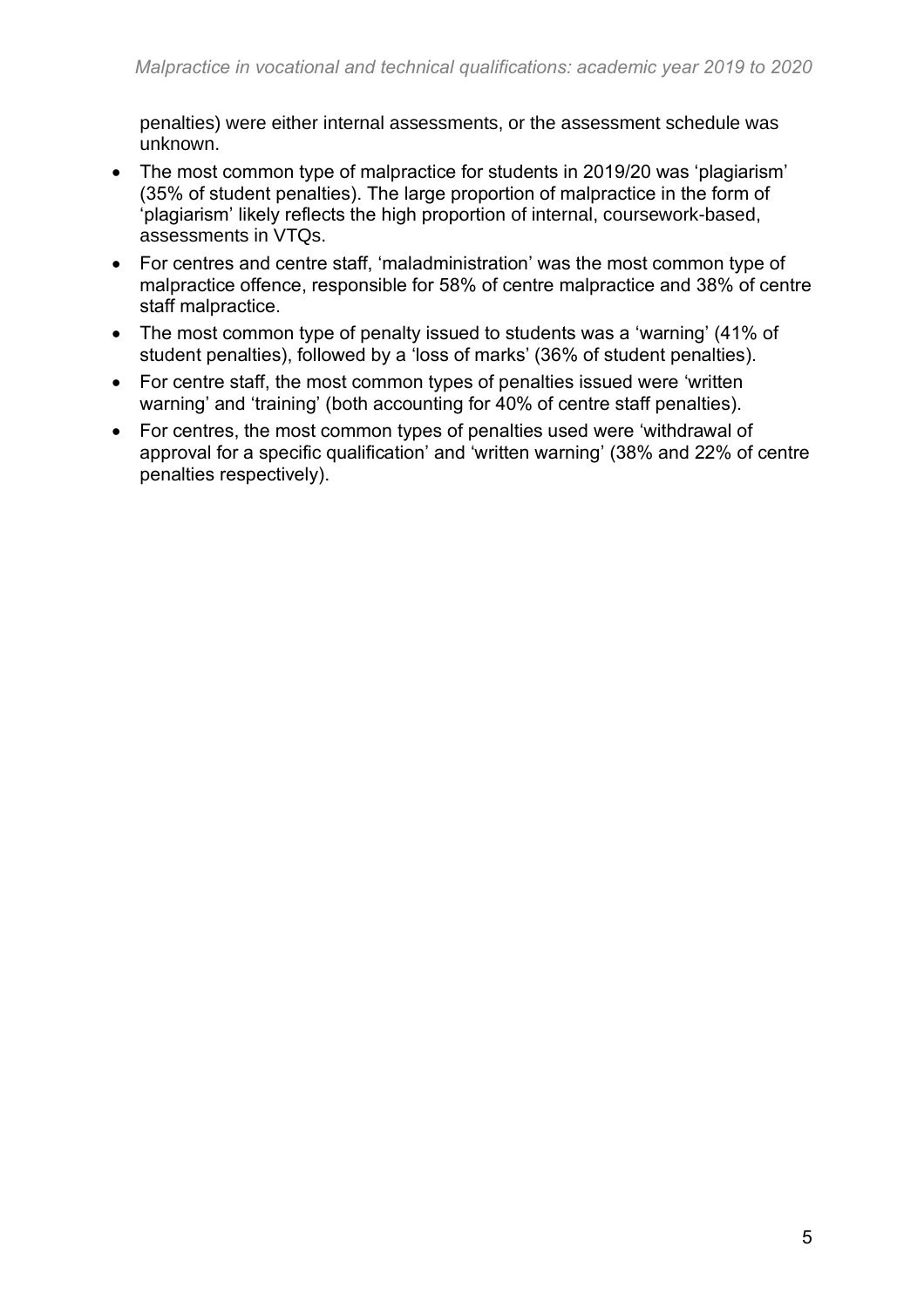penalties) were either internal assessments, or the assessment schedule was unknown.

- The most common type of malpractice for students in 2019/20 was 'plagiarism' (35% of student penalties). The large proportion of malpractice in the form of 'plagiarism' likely reflects the high proportion of internal, coursework-based, assessments in VTQs.
- For centres and centre staff, 'maladministration' was the most common type of malpractice offence, responsible for 58% of centre malpractice and 38% of centre staff malpractice.
- The most common type of penalty issued to students was a 'warning' (41% of student penalties), followed by a 'loss of marks' (36% of student penalties).
- For centre staff, the most common types of penalties issued were 'written warning' and 'training' (both accounting for 40% of centre staff penalties).
- For centres, the most common types of penalties used were 'withdrawal of approval for a specific qualification' and 'written warning' (38% and 22% of centre penalties respectively).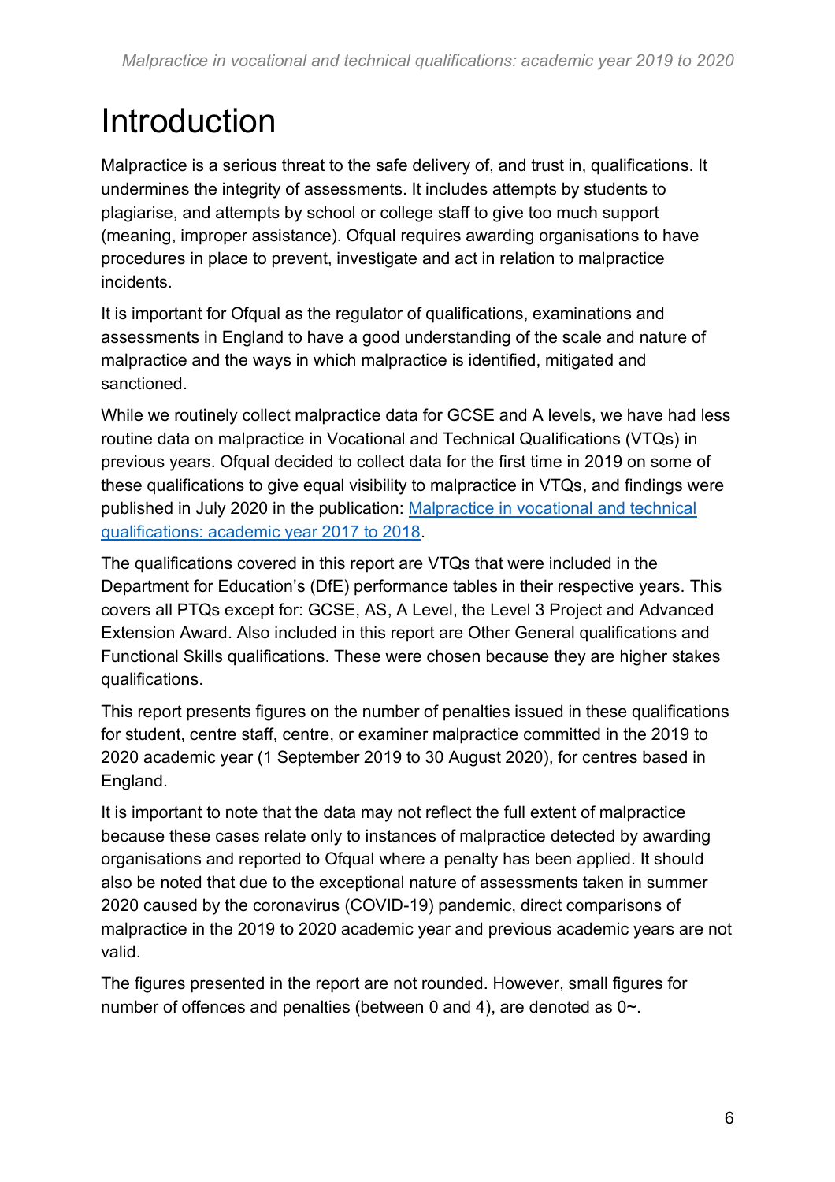# Introduction

Malpractice is a serious threat to the safe delivery of, and trust in, qualifications. It undermines the integrity of assessments. It includes attempts by students to plagiarise, and attempts by school or college staff to give too much support (meaning, improper assistance). Ofqual requires awarding organisations to have procedures in place to prevent, investigate and act in relation to malpractice incidents.

It is important for Ofqual as the regulator of qualifications, examinations and assessments in England to have a good understanding of the scale and nature of malpractice and the ways in which malpractice is identified, mitigated and sanctioned.

While we routinely collect malpractice data for GCSE and A levels, we have had less routine data on malpractice in Vocational and Technical Qualifications (VTQs) in previous years. Ofqual decided to collect data for the first time in 2019 on some of these qualifications to give equal visibility to malpractice in VTQs, and findings were published in July 2020 in the publication: [Malpractice in vocational and technical qualifications: academic year 2017 to 2018](#).

The qualifications covered in this report are VTQs that were included in the Department for Education's (DfE) performance tables in their respective years. This covers all PTQs except for: GCSE, AS, A Level, the Level 3 Project and Advanced Extension Award. Also included in this report are Other General qualifications and Functional Skills qualifications. These were chosen because they are higher stakes qualifications.

This report presents figures on the number of penalties issued in these qualifications for student, centre staff, centre, or examiner malpractice committed in the 2019 to 2020 academic year (1 September 2019 to 30 August 2020), for centres based in England.

It is important to note that the data may not reflect the full extent of malpractice because these cases relate only to instances of malpractice detected by awarding organisations and reported to Ofqual where a penalty has been applied. It should also be noted that due to the exceptional nature of assessments taken in summer 2020 caused by the coronavirus (COVID-19) pandemic, direct comparisons of malpractice in the 2019 to 2020 academic year and previous academic years are not valid.

The figures presented in the report are not rounded. However, small figures for number of offences and penalties (between 0 and 4), are denoted as 0~.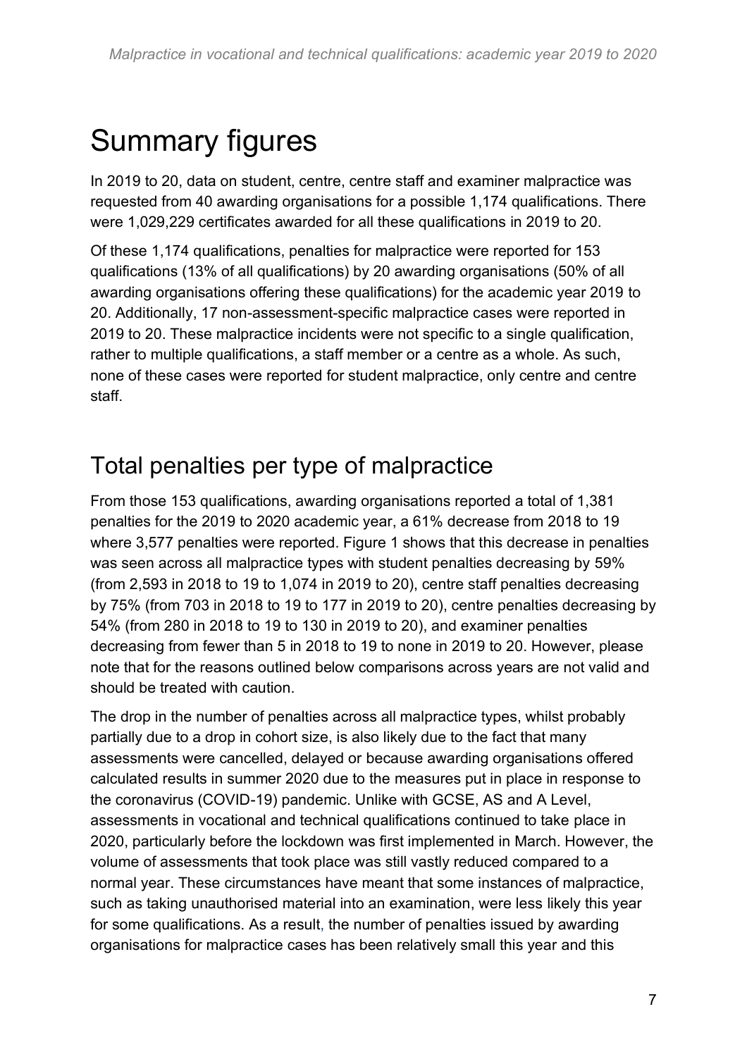# Summary figures

In 2019 to 20, data on student, centre, centre staff and examiner malpractice was requested from 40 awarding organisations for a possible 1,174 qualifications. There were 1,029,229 certificates awarded for all these qualifications in 2019 to 20.

Of these 1,174 qualifications, penalties for malpractice were reported for 153 qualifications (13% of all qualifications) by 20 awarding organisations (50% of all awarding organisations offering these qualifications) for the academic year 2019 to 20. Additionally, 17 non-assessment-specific malpractice cases were reported in 2019 to 20. These malpractice incidents were not specific to a single qualification, rather to multiple qualifications, a staff member or a centre as a whole. As such, none of these cases were reported for student malpractice, only centre and centre staff.

## Total penalties per type of malpractice

From those 153 qualifications, awarding organisations reported a total of 1,381 penalties for the 2019 to 2020 academic year, a 61% decrease from 2018 to 19 where 3,577 penalties were reported. Figure 1 shows that this decrease in penalties was seen across all malpractice types with student penalties decreasing by 59% (from 2,593 in 2018 to 19 to 1,074 in 2019 to 20), centre staff penalties decreasing by 75% (from 703 in 2018 to 19 to 177 in 2019 to 20), centre penalties decreasing by 54% (from 280 in 2018 to 19 to 130 in 2019 to 20), and examiner penalties decreasing from fewer than 5 in 2018 to 19 to none in 2019 to 20. However, please note that for the reasons outlined below comparisons across years are not valid and should be treated with caution.

The drop in the number of penalties across all malpractice types, whilst probably partially due to a drop in cohort size, is also likely due to the fact that many assessments were cancelled, delayed or because awarding organisations offered calculated results in summer 2020 due to the measures put in place in response to the coronavirus (COVID-19) pandemic. Unlike with GCSE, AS and A Level, assessments in vocational and technical qualifications continued to take place in 2020, particularly before the lockdown was first implemented in March. However, the volume of assessments that took place was still vastly reduced compared to a normal year. These circumstances have meant that some instances of malpractice, such as taking unauthorised material into an examination, were less likely this year for some qualifications. As a result, the number of penalties issued by awarding organisations for malpractice cases has been relatively small this year and this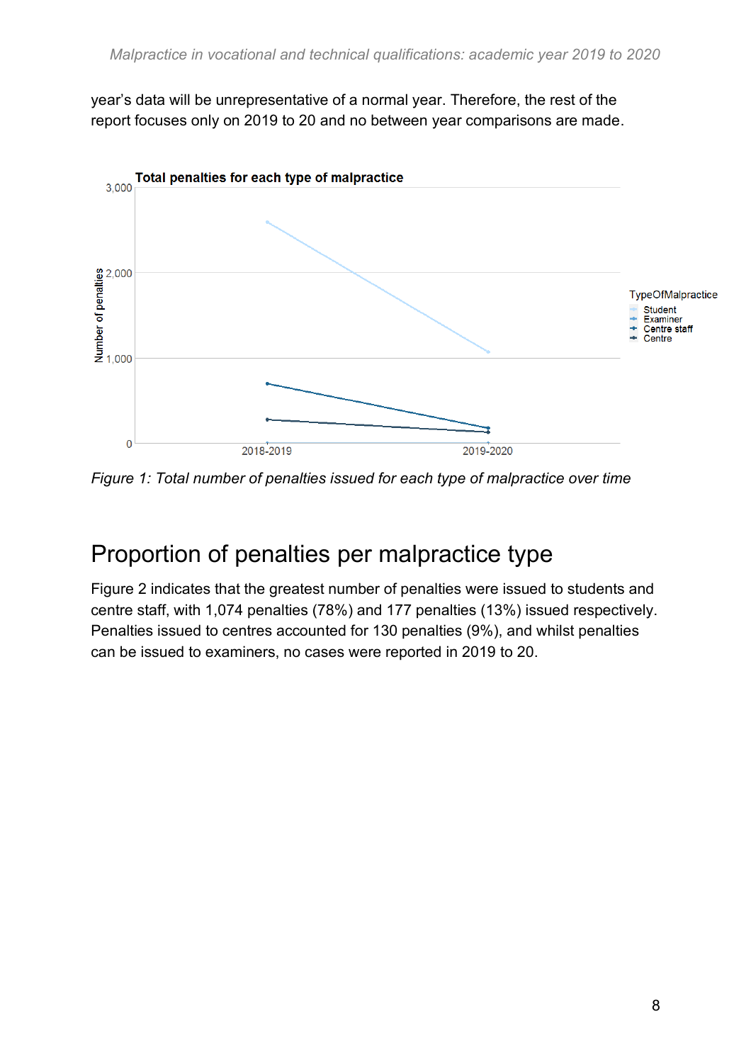year's data will be unrepresentative of a normal year. Therefore, the rest of the report focuses only on 2019 to 20 and no between year comparisons are made.

Total penalties for each type of malpractice

3,000
2,000
1,000
0

Number of penalties

2018-2019
2019-2020

TypeOfMalpractice
Student
Examiner
Centre staff
Centre

*Figure 1: Total number of penalties issued for each type of malpractice over time*

## Proportion of penalties per malpractice type

Figure 2 indicates that the greatest number of penalties were issued to students and centre staff, with 1,074 penalties (78%) and 177 penalties (13%) issued respectively. Penalties issued to centres accounted for 130 penalties (9%), and whilst penalties can be issued to examiners, no cases were reported in 2019 to 20.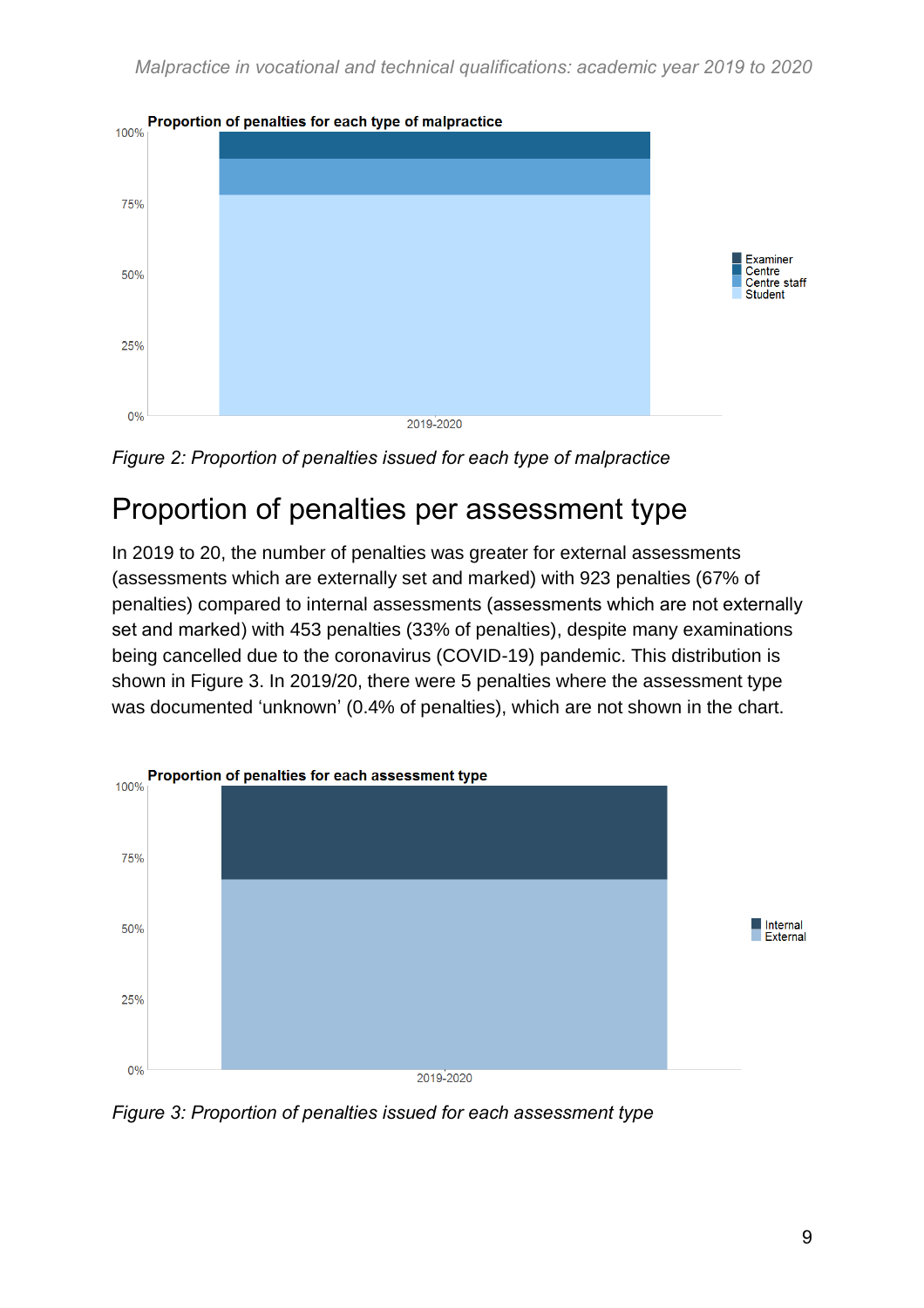Proportion of penalties for each type of malpractice

100%
75%
50%
25%
0%

2019-2020

Examiner
Centre
Centre staff
Student

*Figure 2: Proportion of penalties issued for each type of malpractice*

## Proportion of penalties per assessment type

In 2019 to 20, the number of penalties was greater for external assessments (assessments which are externally set and marked) with 923 penalties (67% of penalties) compared to internal assessments (assessments which are not externally set and marked) with 453 penalties (33% of penalties), despite many examinations being cancelled due to the coronavirus (COVID-19) pandemic. This distribution is shown in Figure 3. In 2019/20, there were 5 penalties where the assessment type was documented 'unknown' (0.4% of penalties), which are not shown in the chart.

Proportion of penalties for each assessment type

100%
75%
50%
25%
0%

2019-2020

Internal
External

*Figure 3: Proportion of penalties issued for each assessment type*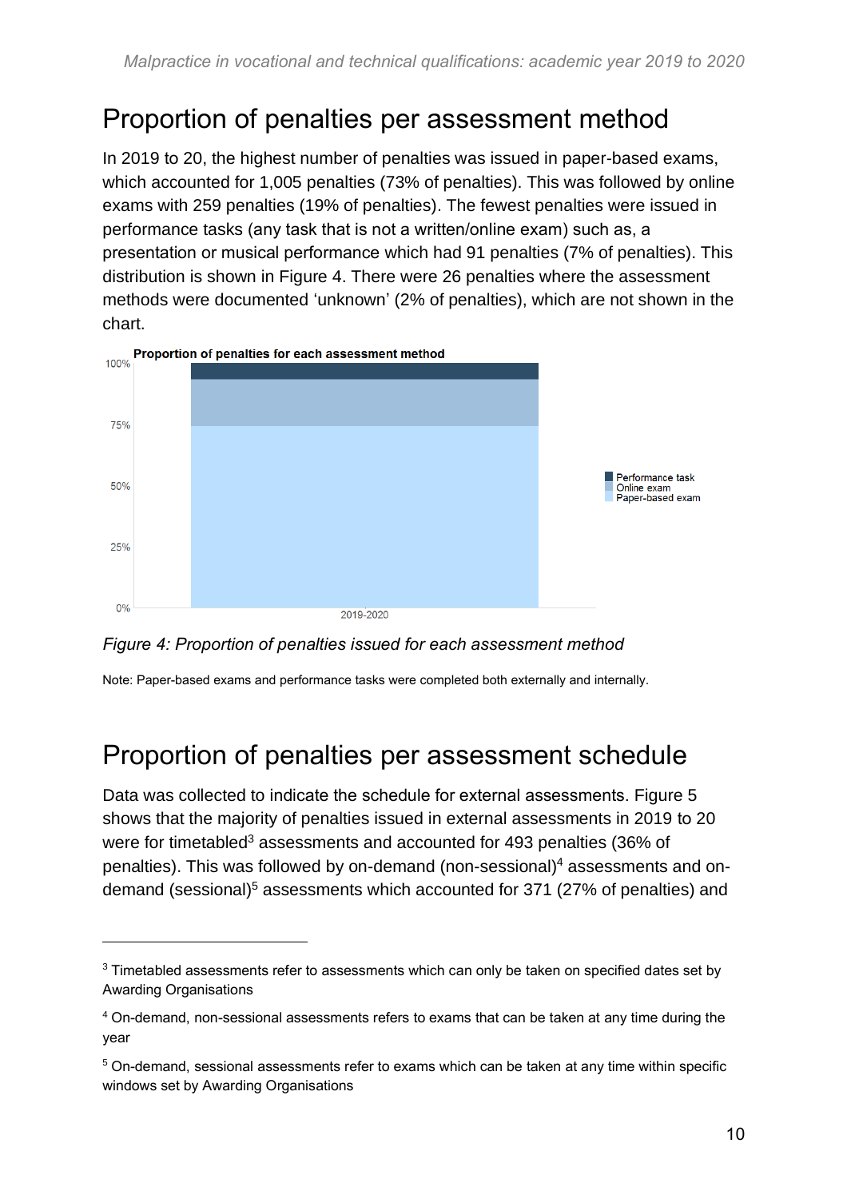## Proportion of penalties per assessment method

In 2019 to 20, the highest number of penalties was issued in paper-based exams, which accounted for 1,005 penalties (73% of penalties). This was followed by online exams with 259 penalties (19% of penalties). The fewest penalties were issued in performance tasks (any task that is not a written/online exam) such as, a presentation or musical performance which had 91 penalties (7% of penalties). This distribution is shown in Figure 4. There were 26 penalties where the assessment methods were documented 'unknown' (2% of penalties), which are not shown in the chart.

Proportion of penalties for each assessment method

100%
75%
50%
25%
0%

2019-2020

Performance task
Online exam
Paper-based exam

*Figure 4: Proportion of penalties issued for each assessment method*

Note: Paper-based exams and performance tasks were completed both externally and internally.

## Proportion of penalties per assessment schedule

Data was collected to indicate the schedule for external assessments. Figure 5 shows that the majority of penalties issued in external assessments in 2019 to 20 were for timetabled[3] assessments and accounted for 493 penalties (36% of penalties). This was followed by on-demand (non-sessional)[4] assessments and on-demand (sessional)[5] assessments which accounted for 371 (27% of penalties) and

---

[3] Timetabled assessments refer to assessments which can only be taken on specified dates set by Awarding Organisations

[4] On-demand, non-sessional assessments refers to exams that can be taken at any time during the year

[5] On-demand, sessional assessments refer to exams which can be taken at any time within specific windows set by Awarding Organisations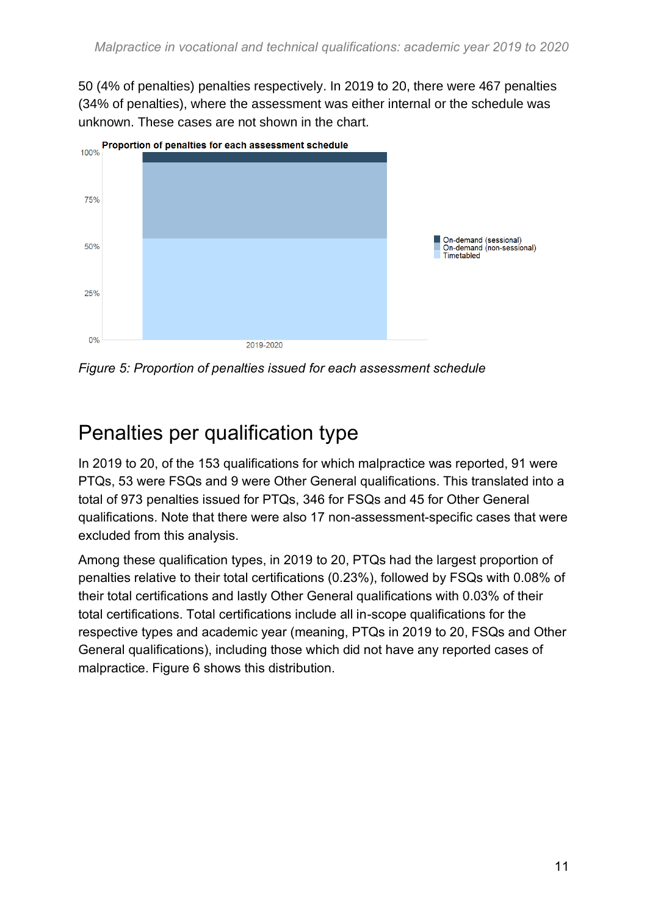50 (4% of penalties) penalties respectively. In 2019 to 20, there were 467 penalties (34% of penalties), where the assessment was either internal or the schedule was unknown. These cases are not shown in the chart.

Proportion of penalties for each assessment schedule

100%
75%
50%
25%
0%
2019-2020

On-demand (sessional)
On-demand (non-sessional)
Timetabled

*Figure 5: Proportion of penalties issued for each assessment schedule*

## Penalties per qualification type

In 2019 to 20, of the 153 qualifications for which malpractice was reported, 91 were PTQs, 53 were FSQs and 9 were Other General qualifications. This translated into a total of 973 penalties issued for PTQs, 346 for FSQs and 45 for Other General qualifications. Note that there were also 17 non-assessment-specific cases that were excluded from this analysis.

Among these qualification types, in 2019 to 20, PTQs had the largest proportion of penalties relative to their total certifications (0.23%), followed by FSQs with 0.08% of their total certifications and lastly Other General qualifications with 0.03% of their total certifications. Total certifications include all in-scope qualifications for the respective types and academic year (meaning, PTQs in 2019 to 20, FSQs and Other General qualifications), including those which did not have any reported cases of malpractice. Figure 6 shows this distribution.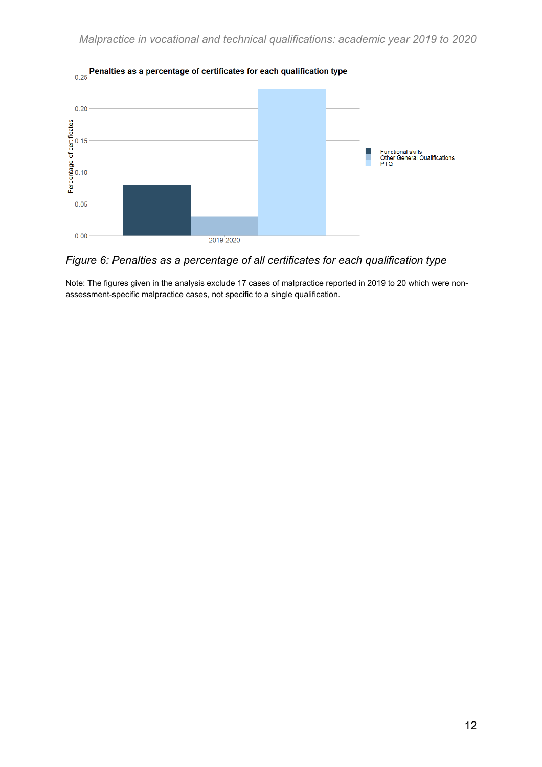Penalties as a percentage of certificates for each qualification type

Percentage of certificates

0.25
0.20
0.15
0.10
0.05
0.00

2019-2020

Functional skills
Other General Qualifications
PTQ

*Figure 6: Penalties as a percentage of all certificates for each qualification type*

Note: The figures given in the analysis exclude 17 cases of malpractice reported in 2019 to 20 which were non-assessment-specific malpractice cases, not specific to a single qualification.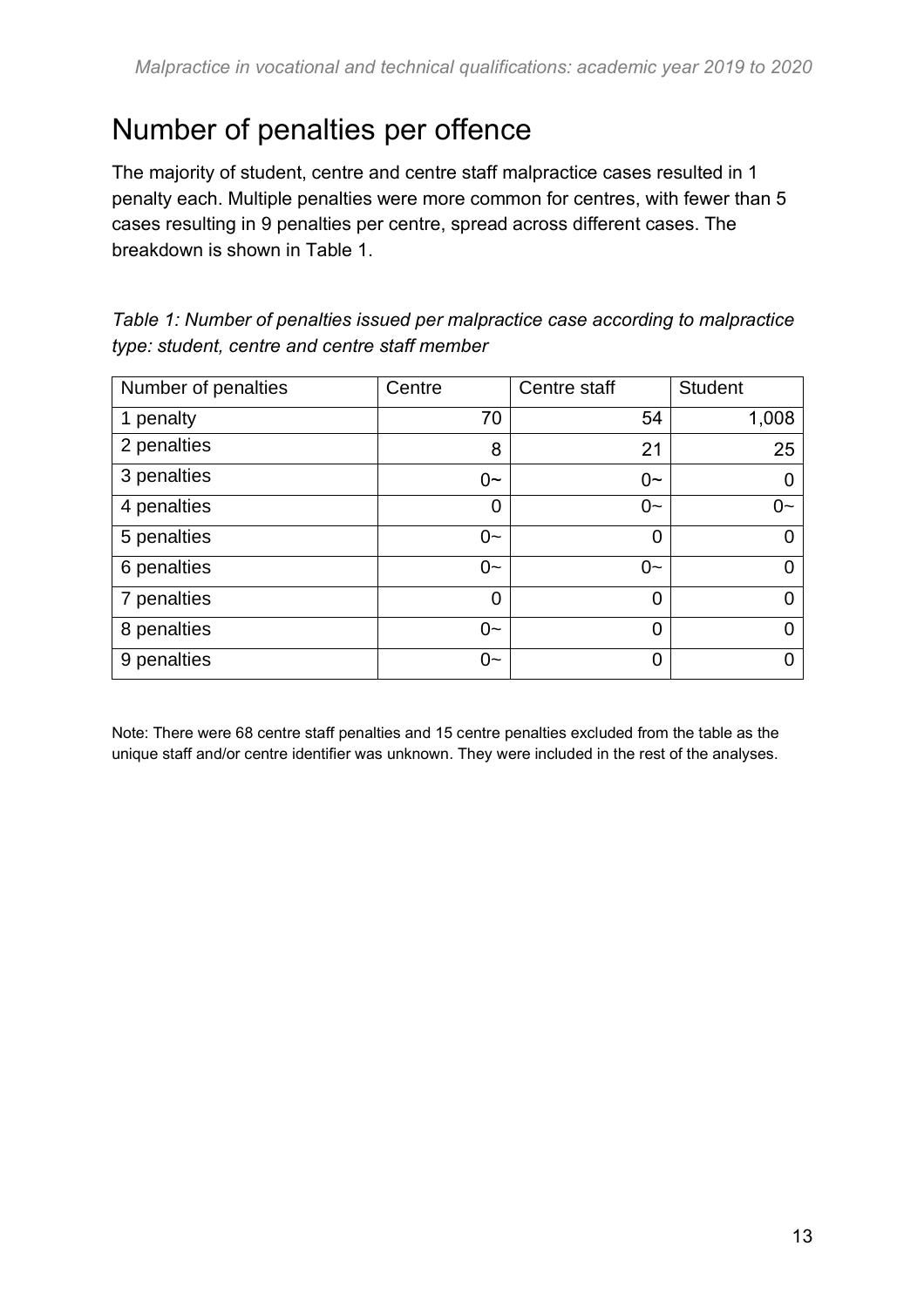## Number of penalties per offence

The majority of student, centre and centre staff malpractice cases resulted in 1 penalty each. Multiple penalties were more common for centres, with fewer than 5 cases resulting in 9 penalties per centre, spread across different cases. The breakdown is shown in Table 1.

*Table 1: Number of penalties issued per malpractice case according to malpractice type: student, centre and centre staff member*

| Number of penalties | Centre | Centre staff | Student |
|---|---|---|---|
| 1 penalty | 70 | 54 | 1,008 |
| 2 penalties | 8 | 21 | 25 |
| 3 penalties | 0~ | 0~ | 0 |
| 4 penalties | 0 | 0~ | 0~ |
| 5 penalties | 0~ | 0 | 0 |
| 6 penalties | 0~ | 0~ | 0 |
| 7 penalties | 0 | 0 | 0 |
| 8 penalties | 0~ | 0 | 0 |
| 9 penalties | 0~ | 0 | 0 |

Note: There were 68 centre staff penalties and 15 centre penalties excluded from the table as the unique staff and/or centre identifier was unknown. They were included in the rest of the analyses.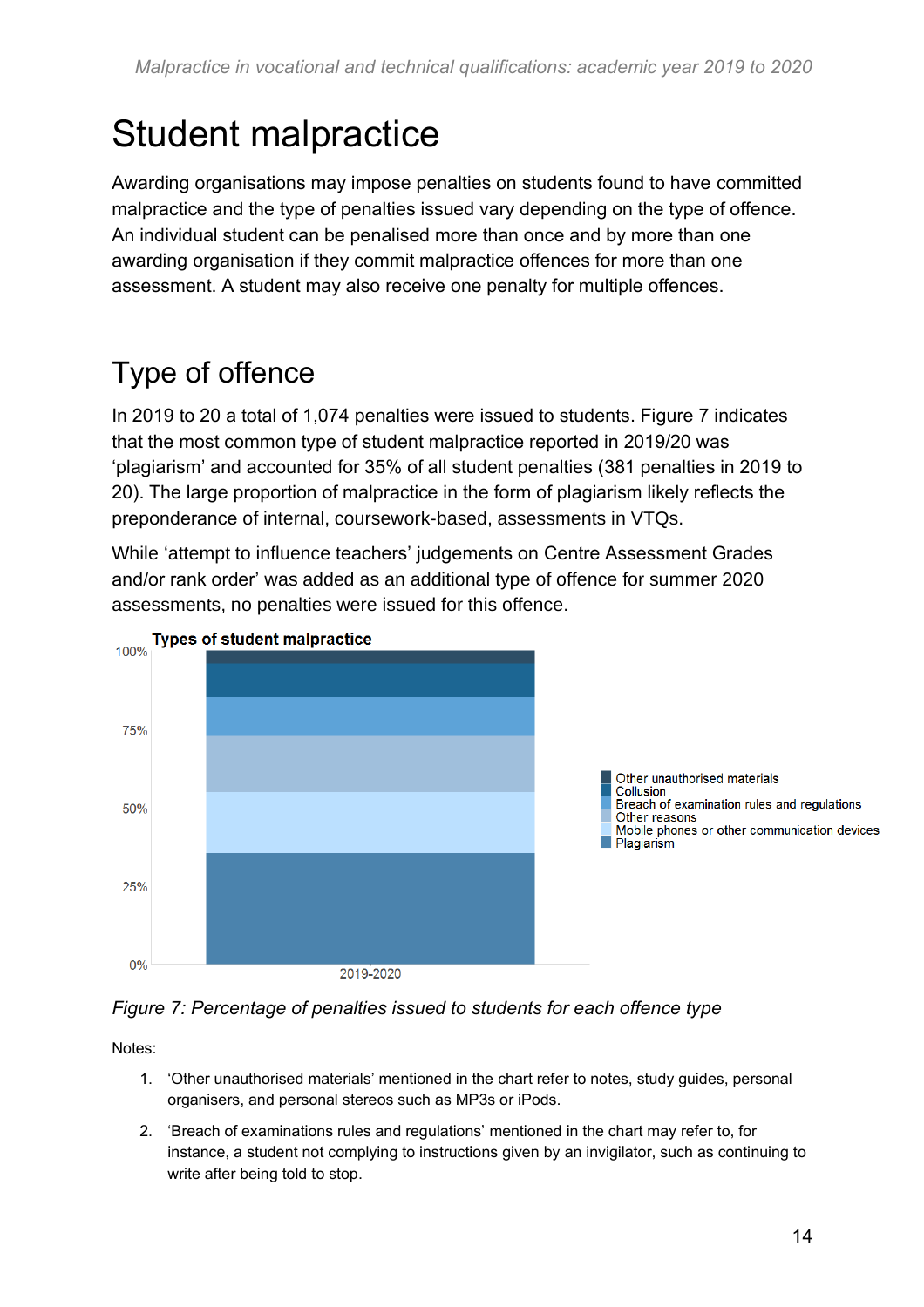# Student malpractice

Awarding organisations may impose penalties on students found to have committed malpractice and the type of penalties issued vary depending on the type of offence. An individual student can be penalised more than once and by more than one awarding organisation if they commit malpractice offences for more than one assessment. A student may also receive one penalty for multiple offences.

## Type of offence

In 2019 to 20 a total of 1,074 penalties were issued to students. Figure 7 indicates that the most common type of student malpractice reported in 2019/20 was 'plagiarism' and accounted for 35% of all student penalties (381 penalties in 2019 to 20). The large proportion of malpractice in the form of plagiarism likely reflects the preponderance of internal, coursework-based, assessments in VTQs.

While 'attempt to influence teachers' judgements on Centre Assessment Grades and/or rank order' was added as an additional type of offence for summer 2020 assessments, no penalties were issued for this offence.

Types of student malpractice

100%
75%
50%
25%
0%
2019-2020

Other unauthorised materials
Collusion
Breach of examination rules and regulations
Other reasons
Mobile phones or other communication devices
Plagiarism

*Figure 7: Percentage of penalties issued to students for each offence type*

Notes:

1. 'Other unauthorised materials' mentioned in the chart refer to notes, study guides, personal organisers, and personal stereos such as MP3s or iPods.
2. 'Breach of examinations rules and regulations' mentioned in the chart may refer to, for instance, a student not complying to instructions given by an invigilator, such as continuing to write after being told to stop.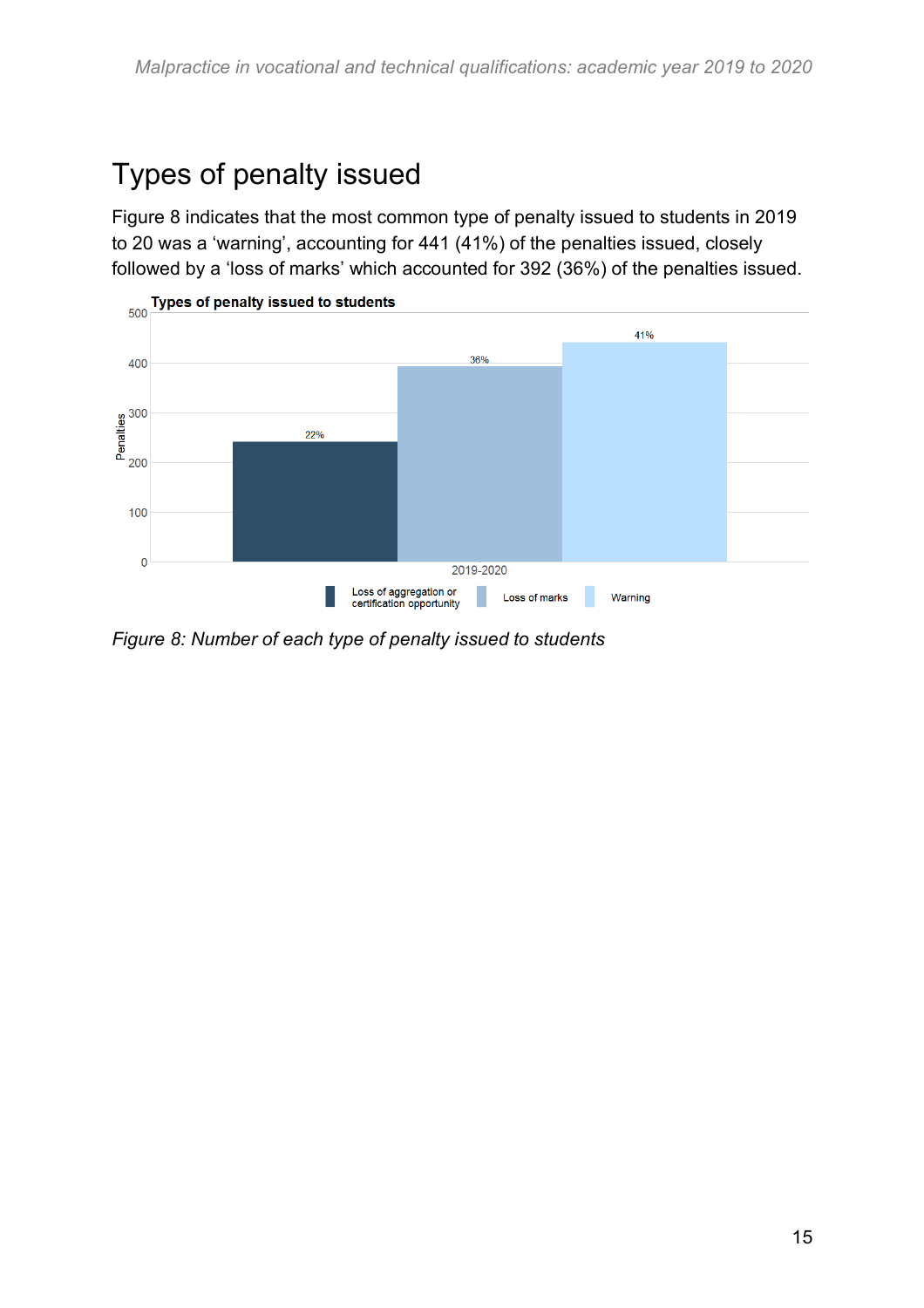## Types of penalty issued

Figure 8 indicates that the most common type of penalty issued to students in 2019 to 20 was a 'warning', accounting for 441 (41%) of the penalties issued, closely followed by a 'loss of marks' which accounted for 392 (36%) of the penalties issued.

Types of penalty issued to students

Penalties

500
400
300
200
100
0

22%
36%
41%

2019-2020

Loss of aggregation or certification opportunity
Loss of marks
Warning

*Figure 8: Number of each type of penalty issued to students*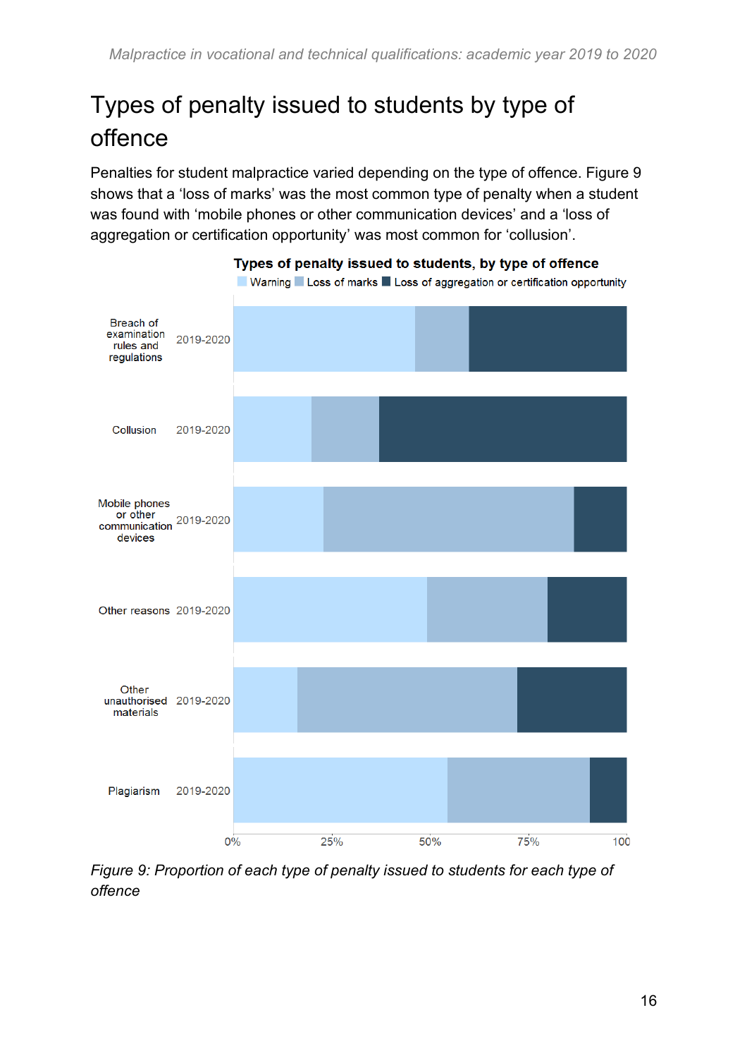## Types of penalty issued to students by type of offence

Penalties for student malpractice varied depending on the type of offence. Figure 9 shows that a 'loss of marks' was the most common type of penalty when a student was found with 'mobile phones or other communication devices' and a 'loss of aggregation or certification opportunity' was most common for 'collusion'.

*Figure 9: Proportion of each type of penalty issued to students for each type of offence*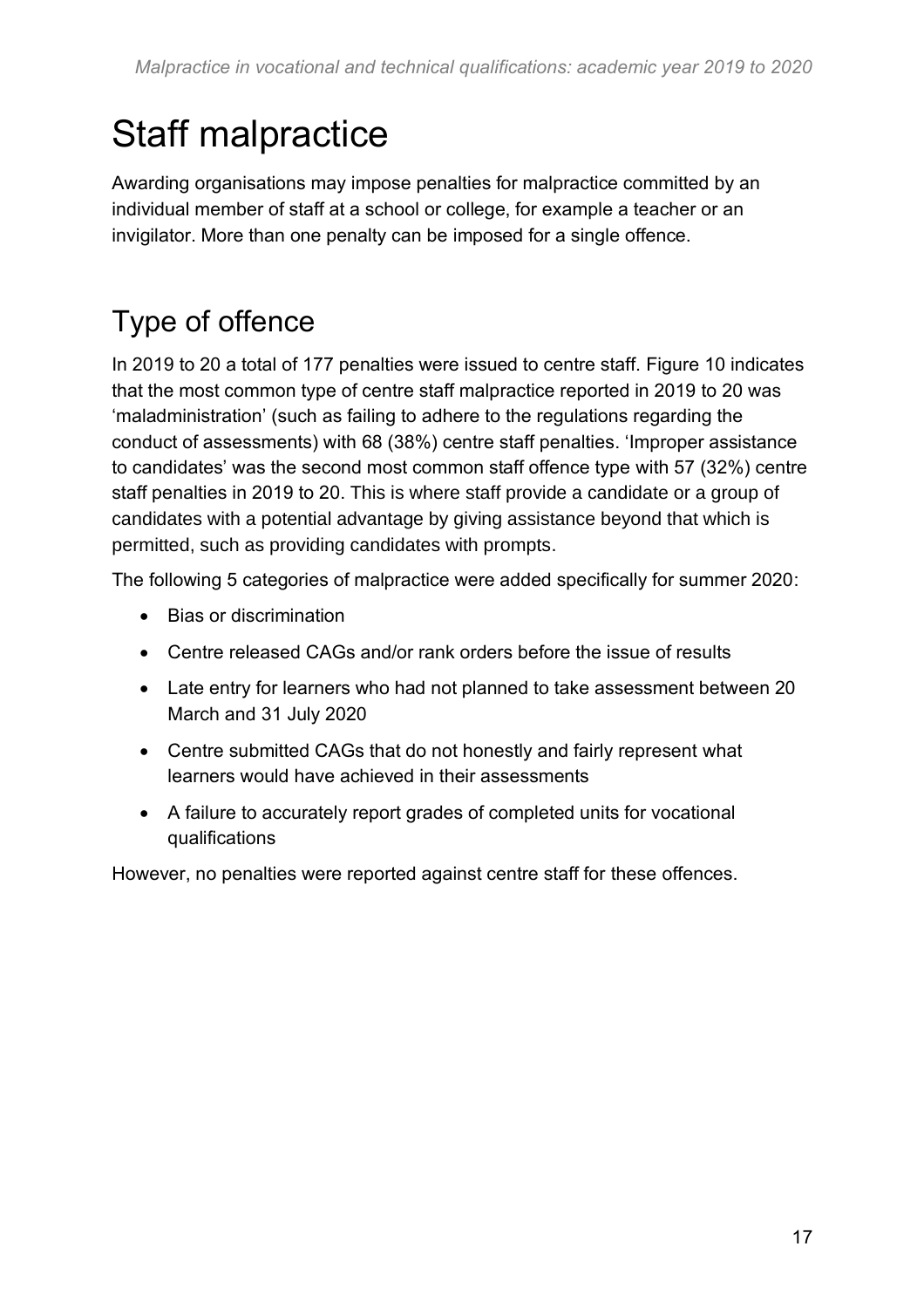# Staff malpractice

Awarding organisations may impose penalties for malpractice committed by an individual member of staff at a school or college, for example a teacher or an invigilator. More than one penalty can be imposed for a single offence.

## Type of offence

In 2019 to 20 a total of 177 penalties were issued to centre staff. Figure 10 indicates that the most common type of centre staff malpractice reported in 2019 to 20 was 'maladministration' (such as failing to adhere to the regulations regarding the conduct of assessments) with 68 (38%) centre staff penalties. 'Improper assistance to candidates' was the second most common staff offence type with 57 (32%) centre staff penalties in 2019 to 20. This is where staff provide a candidate or a group of candidates with a potential advantage by giving assistance beyond that which is permitted, such as providing candidates with prompts.

The following 5 categories of malpractice were added specifically for summer 2020:

- Bias or discrimination
- Centre released CAGs and/or rank orders before the issue of results
- Late entry for learners who had not planned to take assessment between 20 March and 31 July 2020
- Centre submitted CAGs that do not honestly and fairly represent what learners would have achieved in their assessments
- A failure to accurately report grades of completed units for vocational qualifications

However, no penalties were reported against centre staff for these offences.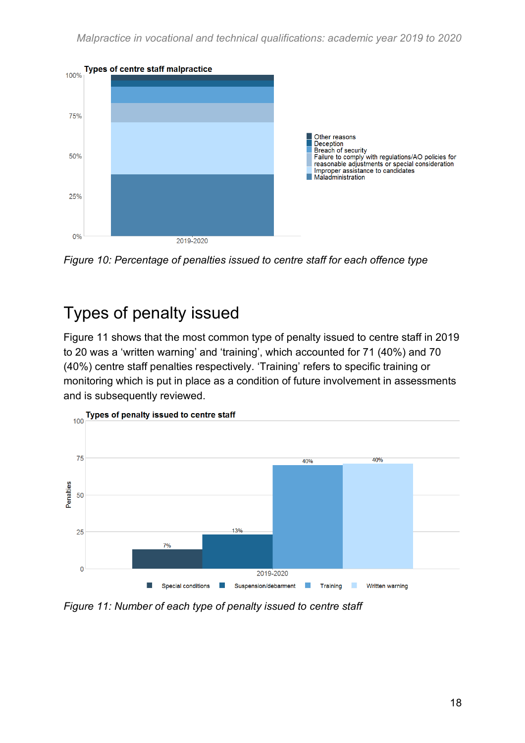Types of centre staff malpractice

100%
75%
50%
25%
0%
2019-2020

Other reasons
Deception
Breach of security
Failure to comply with regulations/AO policies for reasonable adjustments or special consideration
Improper assistance to candidates
Maladministration

*Figure 10: Percentage of penalties issued to centre staff for each offence type*

# Types of penalty issued

Figure 11 shows that the most common type of penalty issued to centre staff in 2019 to 20 was a 'written warning' and 'training', which accounted for 71 (40%) and 70 (40%) centre staff penalties respectively. 'Training' refers to specific training or monitoring which is put in place as a condition of future involvement in assessments and is subsequently reviewed.

Types of penalty issued to centre staff

Penalties

100
75
50
25
0

7%
13%
40%
40%

2019-2020

Special conditions
Suspension/debarment
Training
Written warning

*Figure 11: Number of each type of penalty issued to centre staff*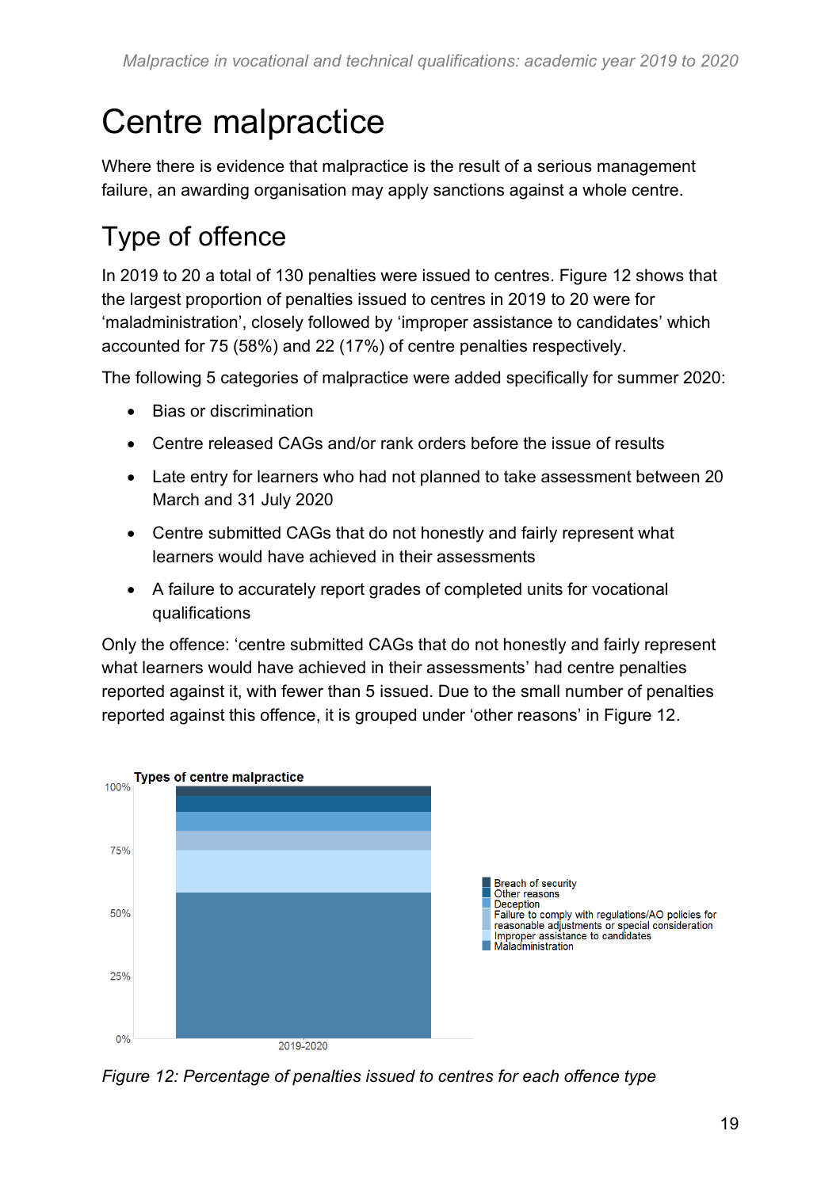# Centre malpractice

Where there is evidence that malpractice is the result of a serious management failure, an awarding organisation may apply sanctions against a whole centre.

## Type of offence

In 2019 to 20 a total of 130 penalties were issued to centres. Figure 12 shows that the largest proportion of penalties issued to centres in 2019 to 20 were for 'maladministration', closely followed by 'improper assistance to candidates' which accounted for 75 (58%) and 22 (17%) of centre penalties respectively.

The following 5 categories of malpractice were added specifically for summer 2020:

- Bias or discrimination
- Centre released CAGs and/or rank orders before the issue of results
- Late entry for learners who had not planned to take assessment between 20 March and 31 July 2020
- Centre submitted CAGs that do not honestly and fairly represent what learners would have achieved in their assessments
- A failure to accurately report grades of completed units for vocational qualifications

Only the offence: 'centre submitted CAGs that do not honestly and fairly represent what learners would have achieved in their assessments' had centre penalties reported against it, with fewer than 5 issued. Due to the small number of penalties reported against this offence, it is grouped under 'other reasons' in Figure 12.

Types of centre malpractice

100%
75%
50%
25%
0%

2019-2020

Breach of security
Other reasons
Deception
Failure to comply with regulations/AO policies for reasonable adjustments or special consideration
Improper assistance to candidates
Maladministration

*Figure 12: Percentage of penalties issued to centres for each offence type*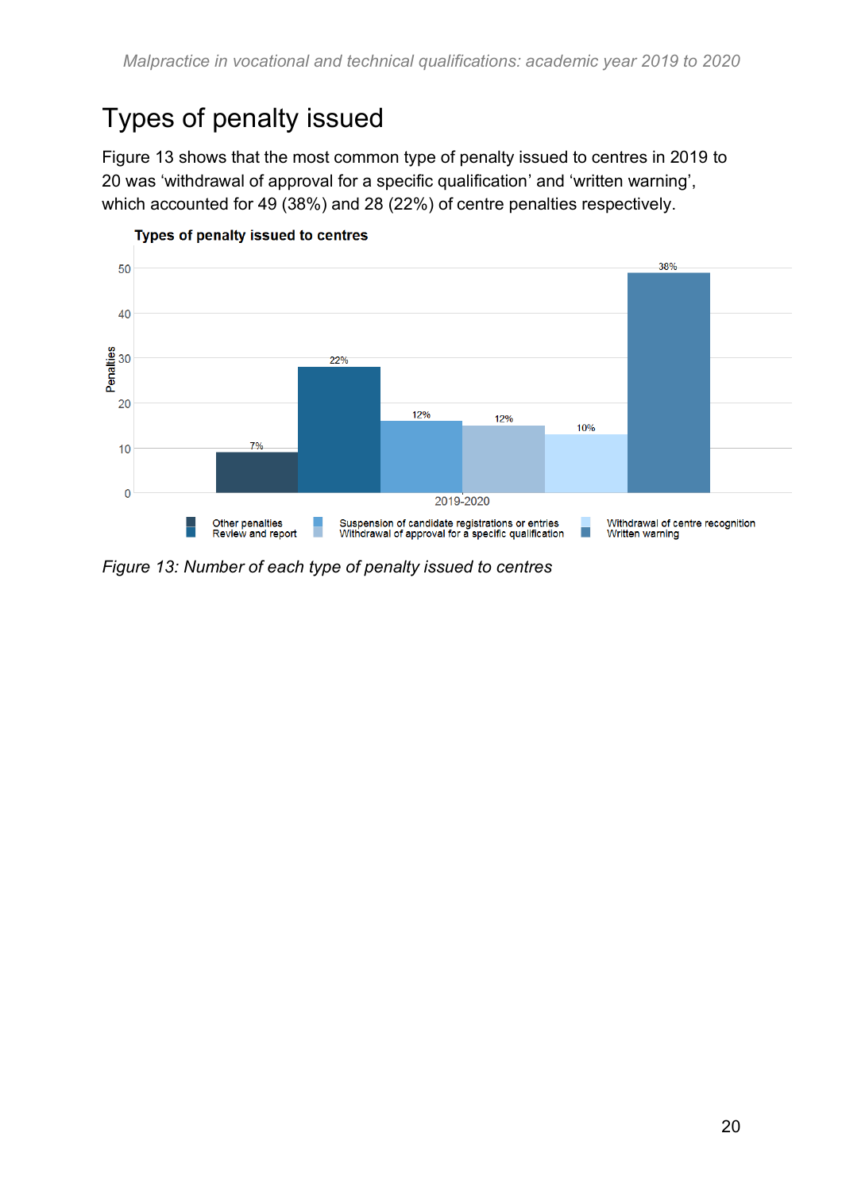## Types of penalty issued

Figure 13 shows that the most common type of penalty issued to centres in 2019 to 20 was 'withdrawal of approval for a specific qualification' and 'written warning', which accounted for 49 (38%) and 28 (22%) of centre penalties respectively.

**Types of penalty issued to centres**

Penalties

0
10
20
30
40
50

7%
22%
12%
12%
10%
38%

2019-2020

Other penalties
Review and report
Suspension of candidate registrations or entries
Withdrawal of approval for a specific qualification
Withdrawal of centre recognition
Written warning

*Figure 13: Number of each type of penalty issued to centres*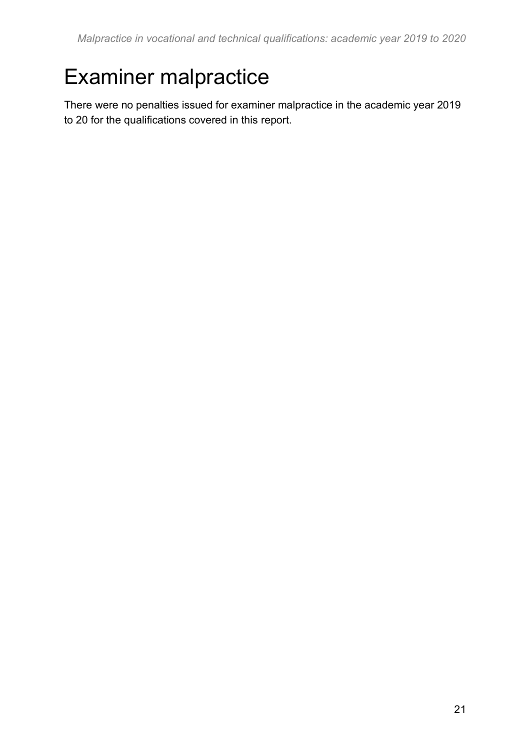# Examiner malpractice

There were no penalties issued for examiner malpractice in the academic year 2019 to 20 for the qualifications covered in this report.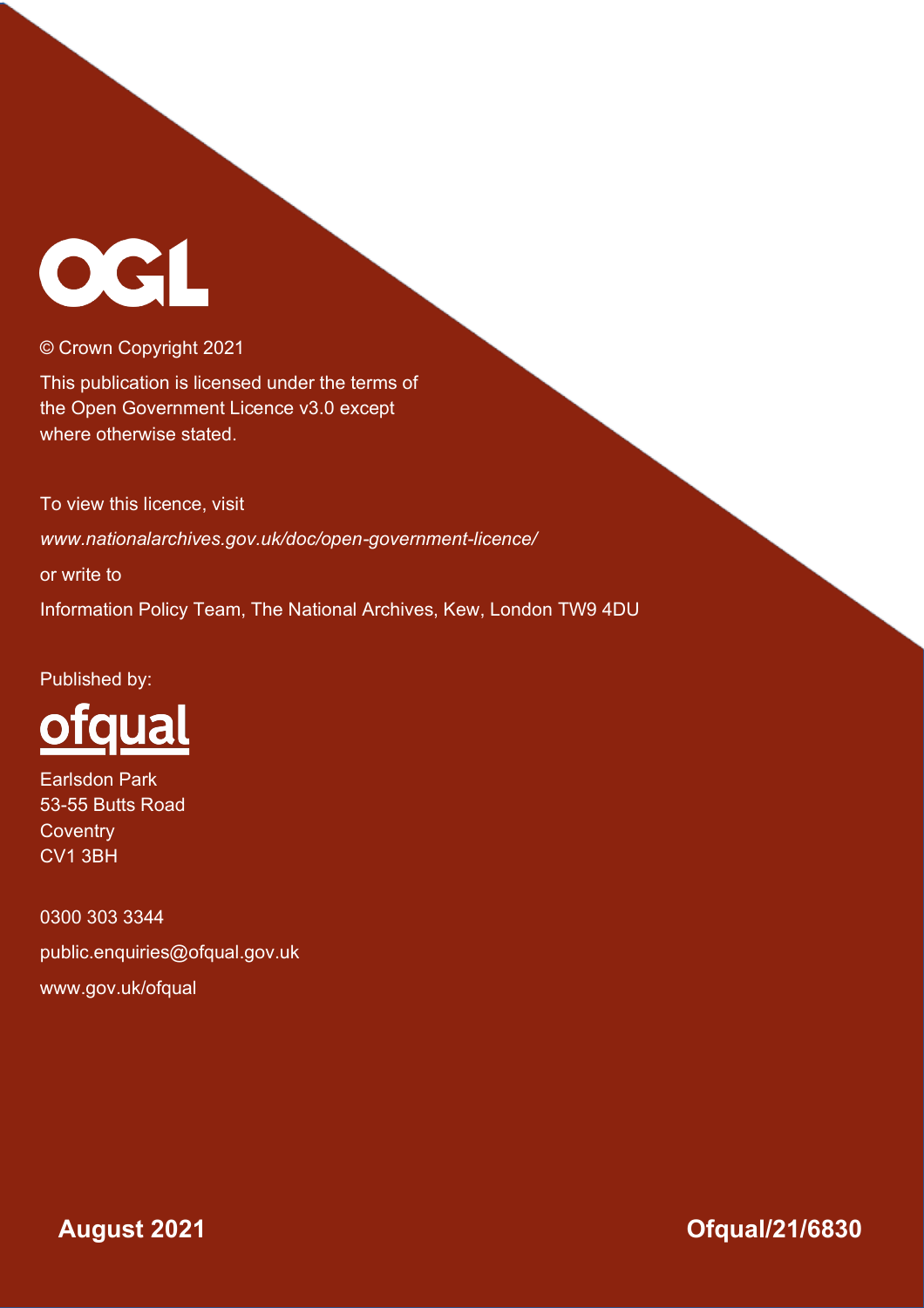OGL

© Crown Copyright 2021

This publication is licensed under the terms of the Open Government Licence v3.0 except where otherwise stated.

To view this licence, visit

*www.nationalarchives.gov.uk/doc/open-government-licence/*

or write to

Information Policy Team, The National Archives, Kew, London TW9 4DU

Published by:

ofqual

Earlsdon Park
53-55 Butts Road
Coventry
CV1 3BH

0300 303 3344

public.enquiries@ofqual.gov.uk

www.gov.uk/ofqual

**August 2021** **Ofqual/21/6830**